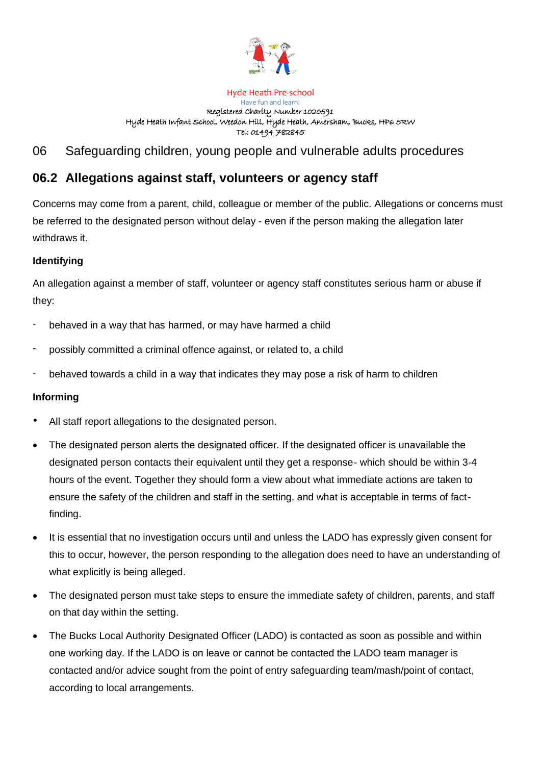Hyde Heath Pre-school

Have fun and learn!

Registered Charity Number 1020591

Hyde Heath Infant School, Weedon Hill, Hyde Heath, Amersham, Bucks, HP6 5RW

Tel: 01494 782845

# 06 Safeguarding children, young people and vulnerable adults procedures

## 06.2 Allegations against staff, volunteers or agency staff

Concerns may come from a parent, child, colleague or member of the public. Allegations or concerns must be referred to the designated person without delay - even if the person making the allegation later withdraws it.

**Identifying**

An allegation against a member of staff, volunteer or agency staff constitutes serious harm or abuse if they:

- behaved in a way that has harmed, or may have harmed a child
- possibly committed a criminal offence against, or related to, a child
- behaved towards a child in a way that indicates they may pose a risk of harm to children

**Informing**

- All staff report allegations to the designated person.
- The designated person alerts the designated officer. If the designated officer is unavailable the designated person contacts their equivalent until they get a response- which should be within 3-4 hours of the event. Together they should form a view about what immediate actions are taken to ensure the safety of the children and staff in the setting, and what is acceptable in terms of fact-finding.
- It is essential that no investigation occurs until and unless the LADO has expressly given consent for this to occur, however, the person responding to the allegation does need to have an understanding of what explicitly is being alleged.
- The designated person must take steps to ensure the immediate safety of children, parents, and staff on that day within the setting.
- The Bucks Local Authority Designated Officer (LADO) is contacted as soon as possible and within one working day. If the LADO is on leave or cannot be contacted the LADO team manager is contacted and/or advice sought from the point of entry safeguarding team/mash/point of contact, according to local arrangements.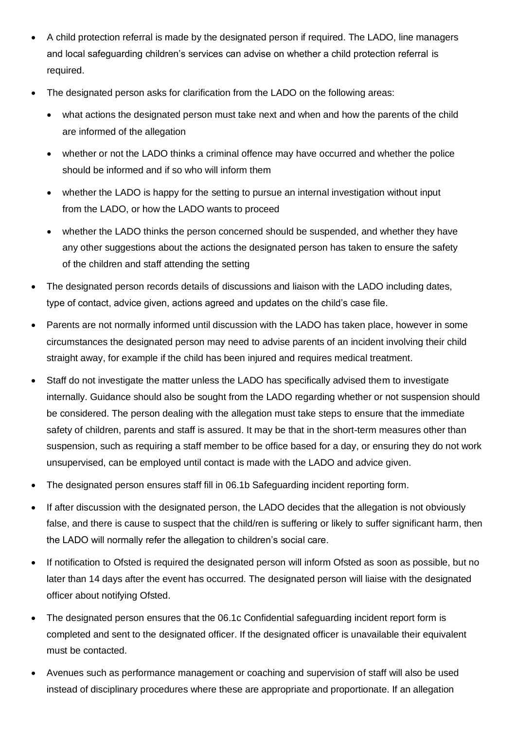- A child protection referral is made by the designated person if required. The LADO, line managers and local safeguarding children's services can advise on whether a child protection referral is required.
- The designated person asks for clarification from the LADO on the following areas:
  - what actions the designated person must take next and when and how the parents of the child are informed of the allegation
  - whether or not the LADO thinks a criminal offence may have occurred and whether the police should be informed and if so who will inform them
  - whether the LADO is happy for the setting to pursue an internal investigation without input from the LADO, or how the LADO wants to proceed
  - whether the LADO thinks the person concerned should be suspended, and whether they have any other suggestions about the actions the designated person has taken to ensure the safety of the children and staff attending the setting
- The designated person records details of discussions and liaison with the LADO including dates, type of contact, advice given, actions agreed and updates on the child's case file.
- Parents are not normally informed until discussion with the LADO has taken place, however in some circumstances the designated person may need to advise parents of an incident involving their child straight away, for example if the child has been injured and requires medical treatment.
- Staff do not investigate the matter unless the LADO has specifically advised them to investigate internally. Guidance should also be sought from the LADO regarding whether or not suspension should be considered. The person dealing with the allegation must take steps to ensure that the immediate safety of children, parents and staff is assured. It may be that in the short-term measures other than suspension, such as requiring a staff member to be office based for a day, or ensuring they do not work unsupervised, can be employed until contact is made with the LADO and advice given.
- The designated person ensures staff fill in 06.1b Safeguarding incident reporting form.
- If after discussion with the designated person, the LADO decides that the allegation is not obviously false, and there is cause to suspect that the child/ren is suffering or likely to suffer significant harm, then the LADO will normally refer the allegation to children's social care.
- If notification to Ofsted is required the designated person will inform Ofsted as soon as possible, but no later than 14 days after the event has occurred. The designated person will liaise with the designated officer about notifying Ofsted.
- The designated person ensures that the 06.1c Confidential safeguarding incident report form is completed and sent to the designated officer. If the designated officer is unavailable their equivalent must be contacted.
- Avenues such as performance management or coaching and supervision of staff will also be used instead of disciplinary procedures where these are appropriate and proportionate. If an allegation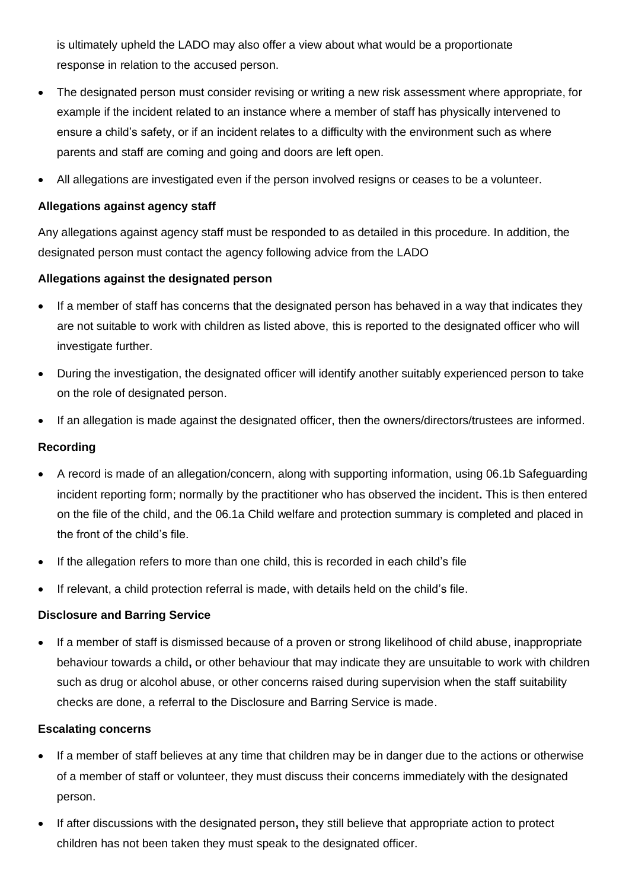is ultimately upheld the LADO may also offer a view about what would be a proportionate response in relation to the accused person.

- The designated person must consider revising or writing a new risk assessment where appropriate, for example if the incident related to an instance where a member of staff has physically intervened to ensure a child's safety, or if an incident relates to a difficulty with the environment such as where parents and staff are coming and going and doors are left open.
- All allegations are investigated even if the person involved resigns or ceases to be a volunteer.

**Allegations against agency staff**

Any allegations against agency staff must be responded to as detailed in this procedure. In addition, the designated person must contact the agency following advice from the LADO

**Allegations against the designated person**

- If a member of staff has concerns that the designated person has behaved in a way that indicates they are not suitable to work with children as listed above, this is reported to the designated officer who will investigate further.
- During the investigation, the designated officer will identify another suitably experienced person to take on the role of designated person.
- If an allegation is made against the designated officer, then the owners/directors/trustees are informed.

**Recording**

- A record is made of an allegation/concern, along with supporting information, using 06.1b Safeguarding incident reporting form; normally by the practitioner who has observed the incident**.** This is then entered on the file of the child, and the 06.1a Child welfare and protection summary is completed and placed in the front of the child's file.
- If the allegation refers to more than one child, this is recorded in each child's file
- If relevant, a child protection referral is made, with details held on the child's file.

**Disclosure and Barring Service**

- If a member of staff is dismissed because of a proven or strong likelihood of child abuse, inappropriate behaviour towards a child**,** or other behaviour that may indicate they are unsuitable to work with children such as drug or alcohol abuse, or other concerns raised during supervision when the staff suitability checks are done, a referral to the Disclosure and Barring Service is made.

**Escalating concerns**

- If a member of staff believes at any time that children may be in danger due to the actions or otherwise of a member of staff or volunteer, they must discuss their concerns immediately with the designated person.
- If after discussions with the designated person**,** they still believe that appropriate action to protect children has not been taken they must speak to the designated officer.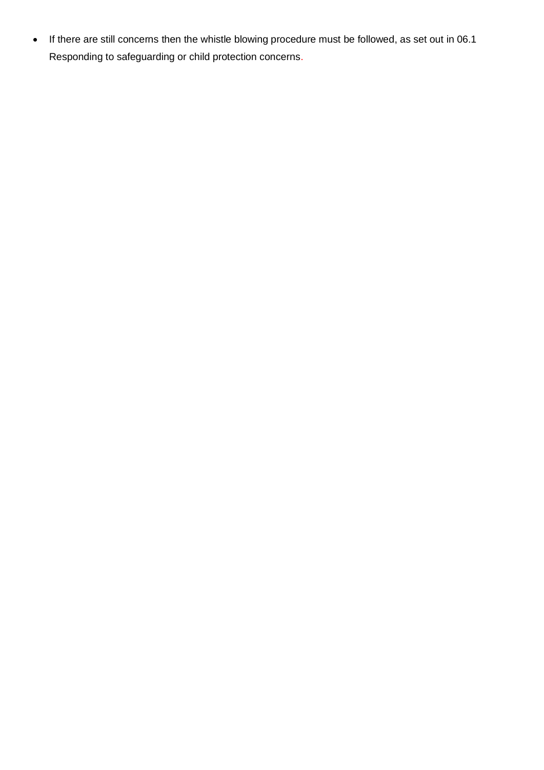- If there are still concerns then the whistle blowing procedure must be followed, as set out in 06.1 Responding to safeguarding or child protection concerns.